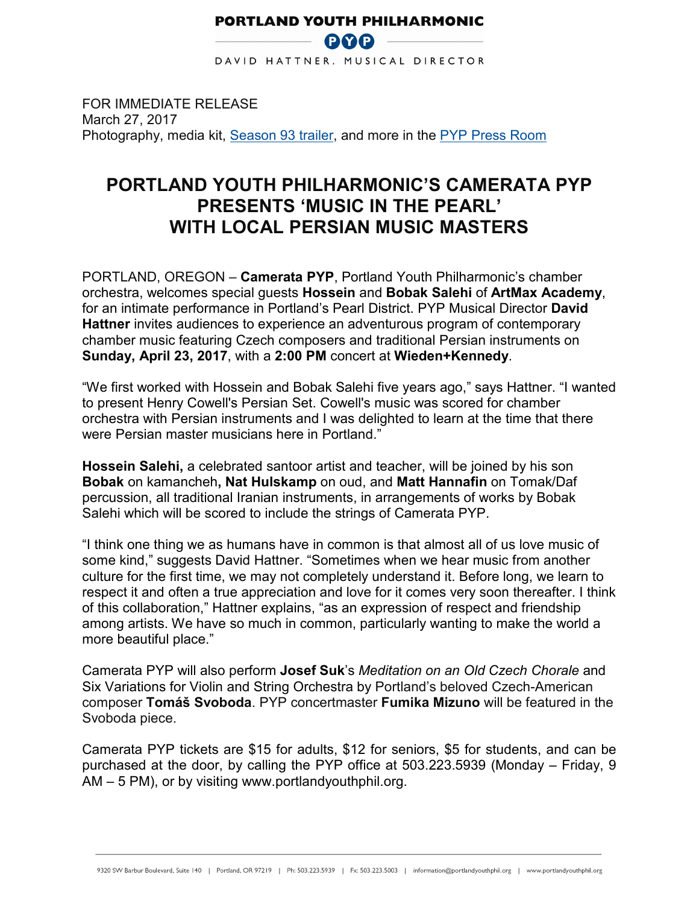**PORTLAND YOUTH PHILHARMONIC**

PYP

DAVID HATTNER, MUSICAL DIRECTOR

FOR IMMEDIATE RELEASE
March 27, 2017
Photography, media kit, Season 93 trailer, and more in the PYP Press Room

# PORTLAND YOUTH PHILHARMONIC'S CAMERATA PYP PRESENTS 'MUSIC IN THE PEARL' WITH LOCAL PERSIAN MUSIC MASTERS

PORTLAND, OREGON – **Camerata PYP**, Portland Youth Philharmonic's chamber orchestra, welcomes special guests **Hossein** and **Bobak Salehi** of **ArtMax Academy**, for an intimate performance in Portland's Pearl District. PYP Musical Director **David Hattner** invites audiences to experience an adventurous program of contemporary chamber music featuring Czech composers and traditional Persian instruments on **Sunday, April 23, 2017**, with a **2:00 PM** concert at **Wieden+Kennedy**.

"We first worked with Hossein and Bobak Salehi five years ago," says Hattner. "I wanted to present Henry Cowell's Persian Set. Cowell's music was scored for chamber orchestra with Persian instruments and I was delighted to learn at the time that there were Persian master musicians here in Portland."

**Hossein Salehi,** a celebrated santoor artist and teacher, will be joined by his son **Bobak** on kamancheh**, Nat Hulskamp** on oud, and **Matt Hannafin** on Tomak/Daf percussion, all traditional Iranian instruments, in arrangements of works by Bobak Salehi which will be scored to include the strings of Camerata PYP.

"I think one thing we as humans have in common is that almost all of us love music of some kind," suggests David Hattner. "Sometimes when we hear music from another culture for the first time, we may not completely understand it. Before long, we learn to respect it and often a true appreciation and love for it comes very soon thereafter. I think of this collaboration," Hattner explains, "as an expression of respect and friendship among artists. We have so much in common, particularly wanting to make the world a more beautiful place."

Camerata PYP will also perform **Josef Suk**'s *Meditation on an Old Czech Chorale* and Six Variations for Violin and String Orchestra by Portland's beloved Czech-American composer **Tomáš Svoboda**. PYP concertmaster **Fumika Mizuno** will be featured in the Svoboda piece.

Camerata PYP tickets are $15 for adults, $12 for seniors, $5 for students, and can be purchased at the door, by calling the PYP office at 503.223.5939 (Monday – Friday, 9 AM – 5 PM), or by visiting www.portlandyouthphil.org.

9320 SW Barbur Boulevard, Suite 140 | Portland, OR 97219 | Ph: 503.223.5939 | Fx: 503.223.5003 | information@portlandyouthphil.org | www.portlandyouthphil.org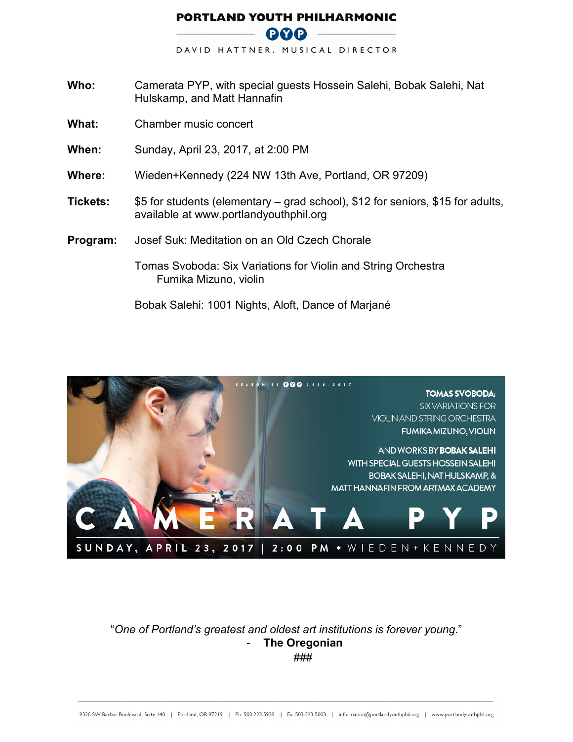# PORTLAND YOUTH PHILHARMONIC

PYP

DAVID HATTNER, MUSICAL DIRECTOR

**Who:** Camerata PYP, with special guests Hossein Salehi, Bobak Salehi, Nat Hulskamp, and Matt Hannafin

**What:** Chamber music concert

**When:** Sunday, April 23, 2017, at 2:00 PM

**Where:** Wieden+Kennedy (224 NW 13th Ave, Portland, OR 97209)

**Tickets:** $5 for students (elementary – grad school), $12 for seniors, $15 for adults, available at www.portlandyouthphil.org

**Program:** Josef Suk: Meditation on an Old Czech Chorale

Tomas Svoboda: Six Variations for Violin and String Orchestra
Fumika Mizuno, violin

Bobak Salehi: 1001 Nights, Aloft, Dance of Marjané

SEASON 93 PYP 2016-2017

**TOMAS SVOBODA:**
SIX VARIATIONS FOR VIOLIN AND STRING ORCHESTRA
**FUMIKA MIZUNO, VIOLIN**

AND WORKS BY **BOBAK SALEHI**
WITH SPECIAL GUESTS HOSSEIN SALEHI
BOBAK SALEHI, NAT HULSKAMP, &
MATT HANNAFIN FROM ARTMAX ACADEMY

CAMERATA PYP

SUNDAY, APRIL 23, 2017 | 2:00 PM • WIEDEN+KENNEDY

"*One of Portland's greatest and oldest art institutions is forever young*."
- **The Oregonian**

###

9320 SW Barbur Boulevard, Suite 140 | Portland, OR 97219 | Ph: 503.223.5939 | Fx: 503.223.5003 | information@portlandyouthphil.org | www.portlandyouthphil.org